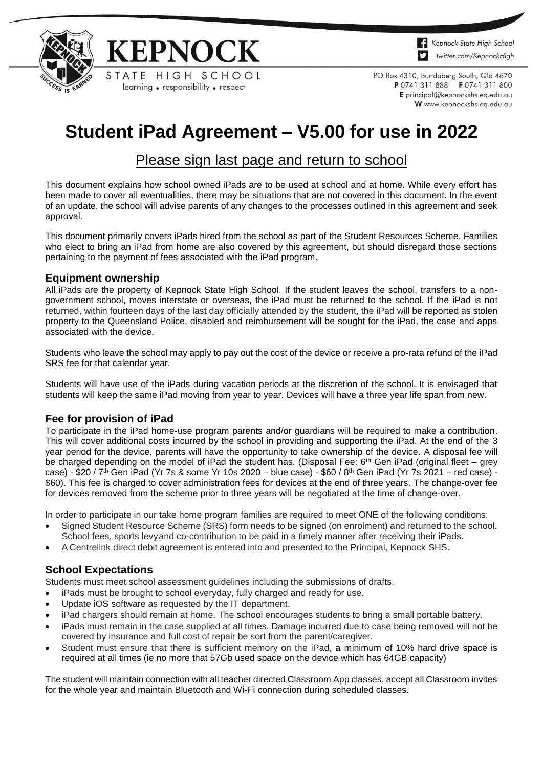KEPNOCK STATE HIGH SCHOOL
learning • responsibility • respect

Kepnock State High School
twitter.com/KepnockHigh

PO Box 4310, Bundaberg South, Qld 4670
**P** 0741 311 888 **F** 0741 311 800
**E** principal@kepnockshs.eq.edu.au
**W** www.kepnockshs.eq.edu.au

# Student iPad Agreement – V5.00 for use in 2022

## Please sign last page and return to school

This document explains how school owned iPads are to be used at school and at home. While every effort has been made to cover all eventualities, there may be situations that are not covered in this document. In the event of an update, the school will advise parents of any changes to the processes outlined in this agreement and seek approval.

This document primarily covers iPads hired from the school as part of the Student Resources Scheme. Families who elect to bring an iPad from home are also covered by this agreement, but should disregard those sections pertaining to the payment of fees associated with the iPad program.

### Equipment ownership

All iPads are the property of Kepnock State High School. If the student leaves the school, transfers to a non-government school, moves interstate or overseas, the iPad must be returned to the school. If the iPad is not returned, within fourteen days of the last day officially attended by the student, the iPad will be reported as stolen property to the Queensland Police, disabled and reimbursement will be sought for the iPad, the case and apps associated with the device.

Students who leave the school may apply to pay out the cost of the device or receive a pro-rata refund of the iPad SRS fee for that calendar year.

Students will have use of the iPads during vacation periods at the discretion of the school. It is envisaged that students will keep the same iPad moving from year to year. Devices will have a three year life span from new.

### Fee for provision of iPad

To participate in the iPad home-use program parents and/or guardians will be required to make a contribution. This will cover additional costs incurred by the school in providing and supporting the iPad. At the end of the 3 year period for the device, parents will have the opportunity to take ownership of the device. A disposal fee will be charged depending on the model of iPad the student has. (Disposal Fee: 6th Gen iPad (original fleet – grey case) - $20 / 7th Gen iPad (Yr 7s & some Yr 10s 2020 – blue case) - $60 / 8th Gen iPad (Yr 7s 2021 – red case) - $60). This fee is charged to cover administration fees for devices at the end of three years. The change-over fee for devices removed from the scheme prior to three years will be negotiated at the time of change-over.

In order to participate in our take home program families are required to meet ONE of the following conditions:

- Signed Student Resource Scheme (SRS) form needs to be signed (on enrolment) and returned to the school. School fees, sports levyand co-contribution to be paid in a timely manner after receiving their iPads.
- A Centrelink direct debit agreement is entered into and presented to the Principal, Kepnock SHS.

### School Expectations

Students must meet school assessment guidelines including the submissions of drafts.

- iPads must be brought to school everyday, fully charged and ready for use.
- Update iOS software as requested by the IT department.
- iPad chargers should remain at home. The school encourages students to bring a small portable battery.
- iPads must remain in the case supplied at all times. Damage incurred due to case being removed will not be covered by insurance and full cost of repair be sort from the parent/caregiver.
- Student must ensure that there is sufficient memory on the iPad, a minimum of 10% hard drive space is required at all times (ie no more that 57Gb used space on the device which has 64GB capacity)

The student will maintain connection with all teacher directed Classroom App classes, accept all Classroom invites for the whole year and maintain Bluetooth and Wi-Fi connection during scheduled classes.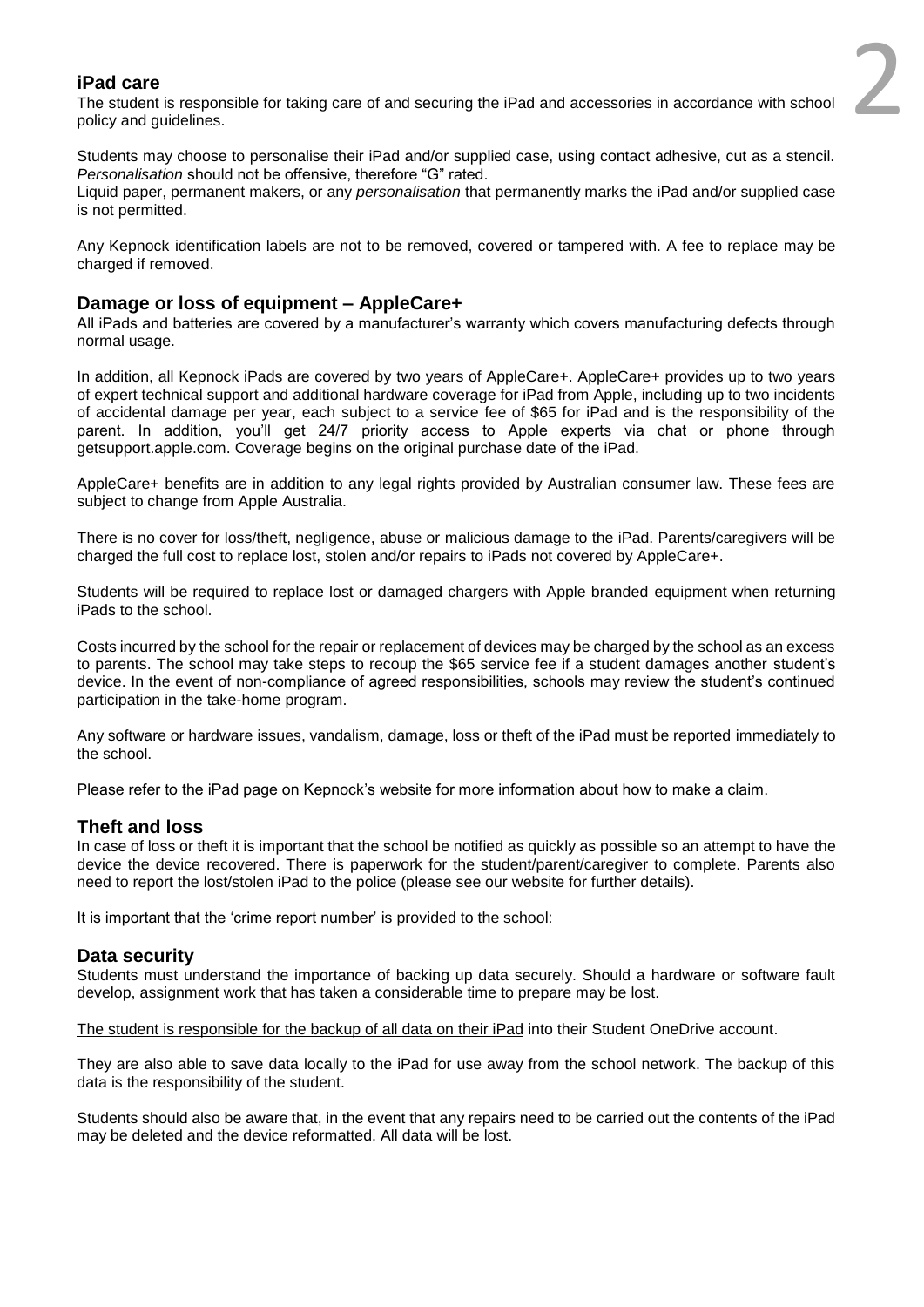## iPad care

The student is responsible for taking care of and securing the iPad and accessories in accordance with school policy and guidelines.

Students may choose to personalise their iPad and/or supplied case, using contact adhesive, cut as a stencil. *Personalisation* should not be offensive, therefore "G" rated.
Liquid paper, permanent makers, or any *personalisation* that permanently marks the iPad and/or supplied case is not permitted.

Any Kepnock identification labels are not to be removed, covered or tampered with. A fee to replace may be charged if removed.

## Damage or loss of equipment – AppleCare+

All iPads and batteries are covered by a manufacturer's warranty which covers manufacturing defects through normal usage.

In addition, all Kepnock iPads are covered by two years of AppleCare+. AppleCare+ provides up to two years of expert technical support and additional hardware coverage for iPad from Apple, including up to two incidents of accidental damage per year, each subject to a service fee of $65 for iPad and is the responsibility of the parent. In addition, you'll get 24/7 priority access to Apple experts via chat or phone through getsupport.apple.com. Coverage begins on the original purchase date of the iPad.

AppleCare+ benefits are in addition to any legal rights provided by Australian consumer law. These fees are subject to change from Apple Australia.

There is no cover for loss/theft, negligence, abuse or malicious damage to the iPad. Parents/caregivers will be charged the full cost to replace lost, stolen and/or repairs to iPads not covered by AppleCare+.

Students will be required to replace lost or damaged chargers with Apple branded equipment when returning iPads to the school.

Costs incurred by the school for the repair or replacement of devices may be charged by the school as an excess to parents. The school may take steps to recoup the $65 service fee if a student damages another student's device. In the event of non-compliance of agreed responsibilities, schools may review the student's continued participation in the take-home program.

Any software or hardware issues, vandalism, damage, loss or theft of the iPad must be reported immediately to the school.

Please refer to the iPad page on Kepnock's website for more information about how to make a claim.

## Theft and loss

In case of loss or theft it is important that the school be notified as quickly as possible so an attempt to have the device the device recovered. There is paperwork for the student/parent/caregiver to complete. Parents also need to report the lost/stolen iPad to the police (please see our website for further details).

It is important that the 'crime report number' is provided to the school:

## Data security

Students must understand the importance of backing up data securely. Should a hardware or software fault develop, assignment work that has taken a considerable time to prepare may be lost.

<u>The student is responsible for the backup of all data on their iPad</u> into their Student OneDrive account.

They are also able to save data locally to the iPad for use away from the school network. The backup of this data is the responsibility of the student.

Students should also be aware that, in the event that any repairs need to be carried out the contents of the iPad may be deleted and the device reformatted. All data will be lost.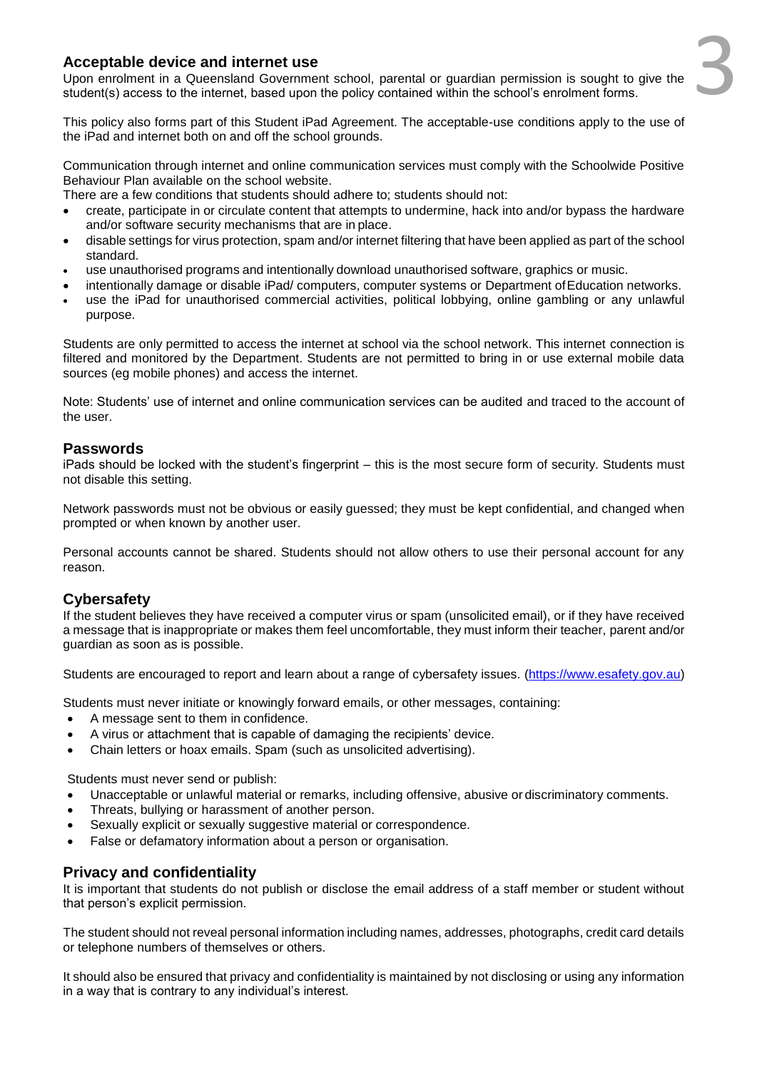## Acceptable device and internet use

Upon enrolment in a Queensland Government school, parental or guardian permission is sought to give the student(s) access to the internet, based upon the policy contained within the school's enrolment forms.

This policy also forms part of this Student iPad Agreement. The acceptable-use conditions apply to the use of the iPad and internet both on and off the school grounds.

Communication through internet and online communication services must comply with the Schoolwide Positive Behaviour Plan available on the school website.

There are a few conditions that students should adhere to; students should not:

- create, participate in or circulate content that attempts to undermine, hack into and/or bypass the hardware and/or software security mechanisms that are in place.
- disable settings for virus protection, spam and/or internet filtering that have been applied as part of the school standard.
- use unauthorised programs and intentionally download unauthorised software, graphics or music.
- intentionally damage or disable iPad/ computers, computer systems or Department of Education networks.
- use the iPad for unauthorised commercial activities, political lobbying, online gambling or any unlawful purpose.

Students are only permitted to access the internet at school via the school network. This internet connection is filtered and monitored by the Department. Students are not permitted to bring in or use external mobile data sources (eg mobile phones) and access the internet.

Note: Students' use of internet and online communication services can be audited and traced to the account of the user.

## Passwords

iPads should be locked with the student's fingerprint – this is the most secure form of security. Students must not disable this setting.

Network passwords must not be obvious or easily guessed; they must be kept confidential, and changed when prompted or when known by another user.

Personal accounts cannot be shared. Students should not allow others to use their personal account for any reason.

## Cybersafety

If the student believes they have received a computer virus or spam (unsolicited email), or if they have received a message that is inappropriate or makes them feel uncomfortable, they must inform their teacher, parent and/or guardian as soon as is possible.

Students are encouraged to report and learn about a range of cybersafety issues. (https://www.esafety.gov.au)

Students must never initiate or knowingly forward emails, or other messages, containing:

- A message sent to them in confidence.
- A virus or attachment that is capable of damaging the recipients' device.
- Chain letters or hoax emails. Spam (such as unsolicited advertising).

Students must never send or publish:

- Unacceptable or unlawful material or remarks, including offensive, abusive or discriminatory comments.
- Threats, bullying or harassment of another person.
- Sexually explicit or sexually suggestive material or correspondence.
- False or defamatory information about a person or organisation.

## Privacy and confidentiality

It is important that students do not publish or disclose the email address of a staff member or student without that person's explicit permission.

The student should not reveal personal information including names, addresses, photographs, credit card details or telephone numbers of themselves or others.

It should also be ensured that privacy and confidentiality is maintained by not disclosing or using any information in a way that is contrary to any individual's interest.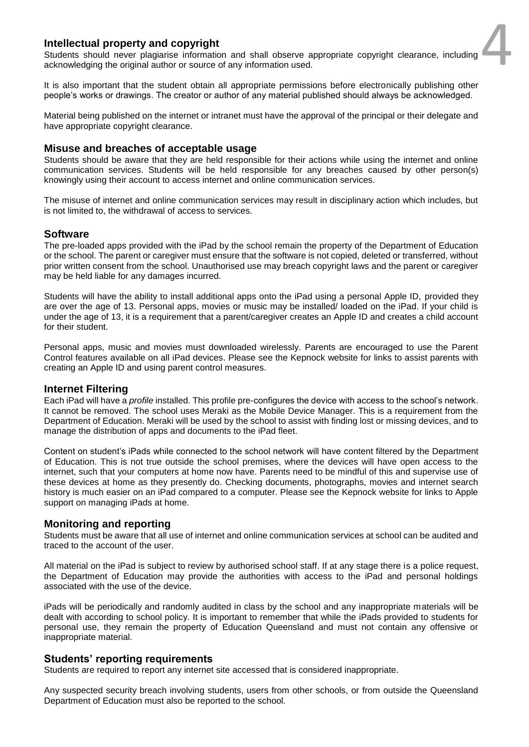## Intellectual property and copyright

Students should never plagiarise information and shall observe appropriate copyright clearance, including acknowledging the original author or source of any information used.

It is also important that the student obtain all appropriate permissions before electronically publishing other people's works or drawings. The creator or author of any material published should always be acknowledged.

Material being published on the internet or intranet must have the approval of the principal or their delegate and have appropriate copyright clearance.

## Misuse and breaches of acceptable usage

Students should be aware that they are held responsible for their actions while using the internet and online communication services. Students will be held responsible for any breaches caused by other person(s) knowingly using their account to access internet and online communication services.

The misuse of internet and online communication services may result in disciplinary action which includes, but is not limited to, the withdrawal of access to services.

## Software

The pre-loaded apps provided with the iPad by the school remain the property of the Department of Education or the school. The parent or caregiver must ensure that the software is not copied, deleted or transferred, without prior written consent from the school. Unauthorised use may breach copyright laws and the parent or caregiver may be held liable for any damages incurred.

Students will have the ability to install additional apps onto the iPad using a personal Apple ID, provided they are over the age of 13. Personal apps, movies or music may be installed/ loaded on the iPad. If your child is under the age of 13, it is a requirement that a parent/caregiver creates an Apple ID and creates a child account for their student.

Personal apps, music and movies must downloaded wirelessly. Parents are encouraged to use the Parent Control features available on all iPad devices. Please see the Kepnock website for links to assist parents with creating an Apple ID and using parent control measures.

## Internet Filtering

Each iPad will have a *profile* installed. This profile pre-configures the device with access to the school's network. It cannot be removed. The school uses Meraki as the Mobile Device Manager. This is a requirement from the Department of Education. Meraki will be used by the school to assist with finding lost or missing devices, and to manage the distribution of apps and documents to the iPad fleet.

Content on student's iPads while connected to the school network will have content filtered by the Department of Education. This is not true outside the school premises, where the devices will have open access to the internet, such that your computers at home now have. Parents need to be mindful of this and supervise use of these devices at home as they presently do. Checking documents, photographs, movies and internet search history is much easier on an iPad compared to a computer. Please see the Kepnock website for links to Apple support on managing iPads at home.

## Monitoring and reporting

Students must be aware that all use of internet and online communication services at school can be audited and traced to the account of the user.

All material on the iPad is subject to review by authorised school staff. If at any stage there is a police request, the Department of Education may provide the authorities with access to the iPad and personal holdings associated with the use of the device.

iPads will be periodically and randomly audited in class by the school and any inappropriate materials will be dealt with according to school policy. It is important to remember that while the iPads provided to students for personal use, they remain the property of Education Queensland and must not contain any offensive or inappropriate material.

## Students' reporting requirements

Students are required to report any internet site accessed that is considered inappropriate.

Any suspected security breach involving students, users from other schools, or from outside the Queensland Department of Education must also be reported to the school.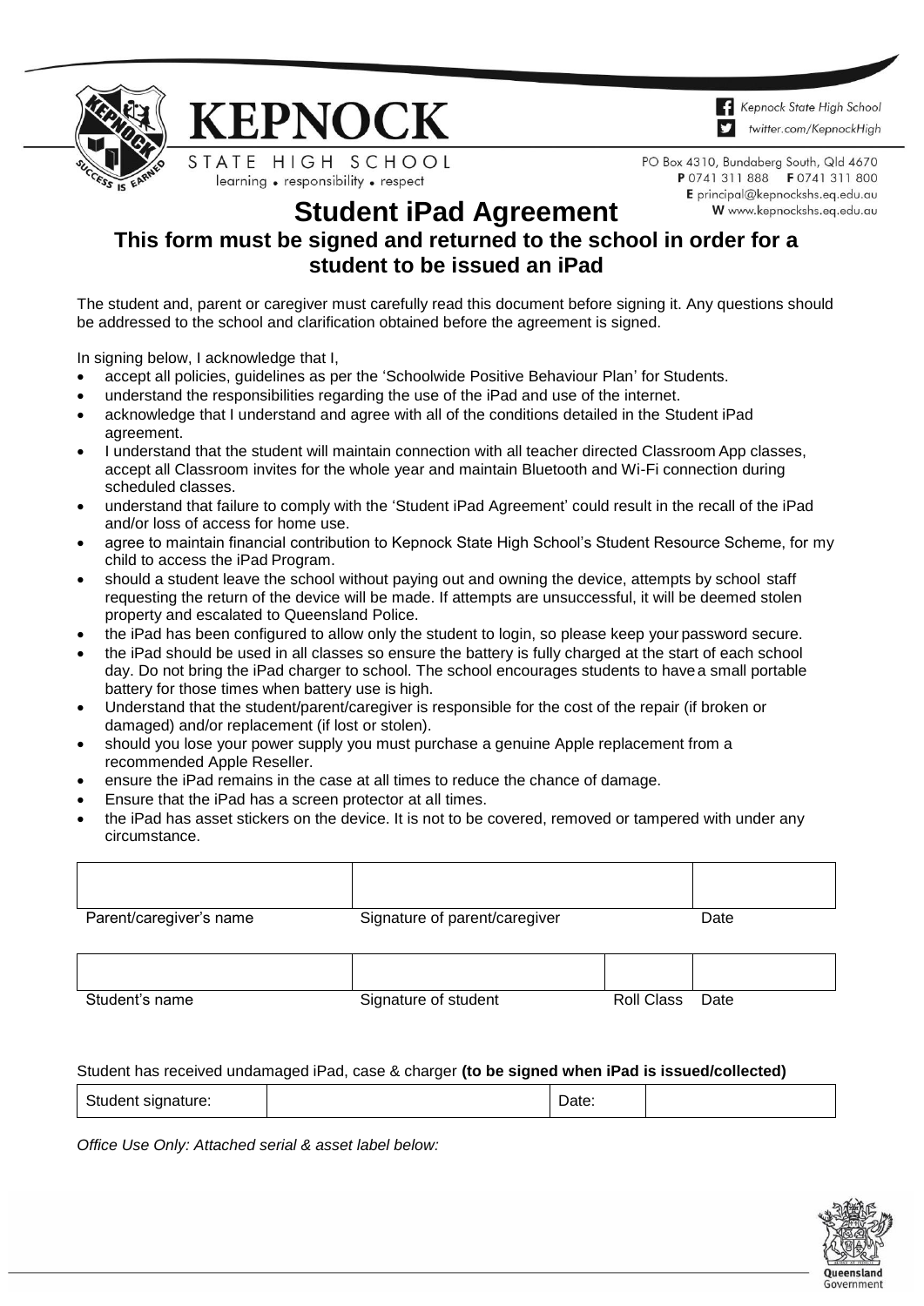KEPNOCK

STATE HIGH SCHOOL

learning • responsibility • respect

Kepnock State High School

twitter.com/KepnockHigh

PO Box 4310, Bundaberg South, Qld 4670
P 0741 311 888 F 0741 311 800
E principal@kepnockshs.eq.edu.au
W www.kepnockshs.eq.edu.au

# Student iPad Agreement

## This form must be signed and returned to the school in order for a student to be issued an iPad

The student and, parent or caregiver must carefully read this document before signing it. Any questions should be addressed to the school and clarification obtained before the agreement is signed.

In signing below, I acknowledge that I,

- accept all policies, guidelines as per the 'Schoolwide Positive Behaviour Plan' for Students.
- understand the responsibilities regarding the use of the iPad and use of the internet.
- acknowledge that I understand and agree with all of the conditions detailed in the Student iPad agreement.
- I understand that the student will maintain connection with all teacher directed Classroom App classes, accept all Classroom invites for the whole year and maintain Bluetooth and Wi-Fi connection during scheduled classes.
- understand that failure to comply with the 'Student iPad Agreement' could result in the recall of the iPad and/or loss of access for home use.
- agree to maintain financial contribution to Kepnock State High School's Student Resource Scheme, for my child to access the iPad Program.
- should a student leave the school without paying out and owning the device, attempts by school staff requesting the return of the device will be made. If attempts are unsuccessful, it will be deemed stolen property and escalated to Queensland Police.
- the iPad has been configured to allow only the student to login, so please keep your password secure.
- the iPad should be used in all classes so ensure the battery is fully charged at the start of each school day. Do not bring the iPad charger to school. The school encourages students to have a small portable battery for those times when battery use is high.
- Understand that the student/parent/caregiver is responsible for the cost of the repair (if broken or damaged) and/or replacement (if lost or stolen).
- should you lose your power supply you must purchase a genuine Apple replacement from a recommended Apple Reseller.
- ensure the iPad remains in the case at all times to reduce the chance of damage.
- Ensure that the iPad has a screen protector at all times.
- the iPad has asset stickers on the device. It is not to be covered, removed or tampered with under any circumstance.

| | | |
|---|---|---|
| | | |
| Parent/caregiver's name | Signature of parent/caregiver | Date |

| | | | |
|---|---|---|---|
| | | | |
| Student's name | Signature of student | Roll Class | Date |

Student has received undamaged iPad, case & charger **(to be signed when iPad is issued/collected)**

| | | | |
|---|---|---|---|
| Student signature: | | Date: | |

*Office Use Only: Attached serial & asset label below:*